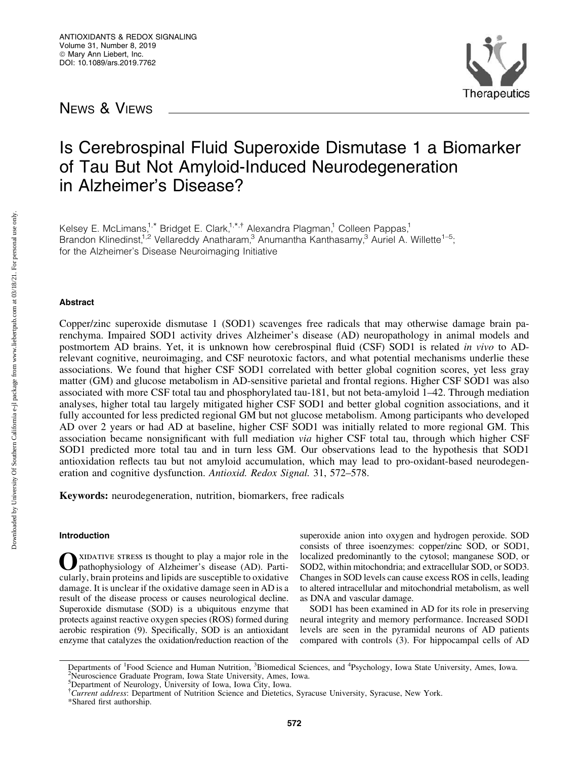News & Views

# Is Cerebrospinal Fluid Superoxide Dismutase 1 a Biomarker of Tau But Not Amyloid-Induced Neurodegeneration in Alzheimer's Disease?

Kelsey E. McLimans,[1,*] Bridget E. Clark,[1,*,†] Alexandra Plagman,[1] Colleen Pappas,[1] Brandon Klinedinst,[1,2] Vellareddy Anatharam,[3] Anumantha Kanthasamy,[3] Auriel A. Willette[1–5]; for the Alzheimer's Disease Neuroimaging Initiative

## Abstract

Copper/zinc superoxide dismutase 1 (SOD1) scavenges free radicals that may otherwise damage brain parenchyma. Impaired SOD1 activity drives Alzheimer's disease (AD) neuropathology in animal models and postmortem AD brains. Yet, it is unknown how cerebrospinal fluid (CSF) SOD1 is related *in vivo* to AD-relevant cognitive, neuroimaging, and CSF neurotoxic factors, and what potential mechanisms underlie these associations. We found that higher CSF SOD1 correlated with better global cognition scores, yet less gray matter (GM) and glucose metabolism in AD-sensitive parietal and frontal regions. Higher CSF SOD1 was also associated with more CSF total tau and phosphorylated tau-181, but not beta-amyloid 1–42. Through mediation analyses, higher total tau largely mitigated higher CSF SOD1 and better global cognition associations, and it fully accounted for less predicted regional GM but not glucose metabolism. Among participants who developed AD over 2 years or had AD at baseline, higher CSF SOD1 was initially related to more regional GM. This association became nonsignificant with full mediation *via* higher CSF total tau, through which higher CSF SOD1 predicted more total tau and in turn less GM. Our observations lead to the hypothesis that SOD1 antioxidation reflects tau but not amyloid accumulation, which may lead to pro-oxidant-based neurodegeneration and cognitive dysfunction. *Antioxid. Redox Signal.* 31, 572–578.

**Keywords:** neurodegeneration, nutrition, biomarkers, free radicals

## Introduction

Oxidative stress is thought to play a major role in the pathophysiology of Alzheimer's disease (AD). Particularly, brain proteins and lipids are susceptible to oxidative damage. It is unclear if the oxidative damage seen in AD is a result of the disease process or causes neurological decline. Superoxide dismutase (SOD) is a ubiquitous enzyme that protects against reactive oxygen species (ROS) formed during aerobic respiration (9). Specifically, SOD is an antioxidant enzyme that catalyzes the oxidation/reduction reaction of the superoxide anion into oxygen and hydrogen peroxide. SOD consists of three isoenzymes: copper/zinc SOD, or SOD1, localized predominantly to the cytosol; manganese SOD, or SOD2, within mitochondria; and extracellular SOD, or SOD3. Changes in SOD levels can cause excess ROS in cells, leading to altered intracellular and mitochondrial metabolism, as well as DNA and vascular damage.

SOD1 has been examined in AD for its role in preserving neural integrity and memory performance. Increased SOD1 levels are seen in the pyramidal neurons of AD patients compared with controls (3). For hippocampal cells of AD

---

Departments of [1]Food Science and Human Nutrition, [3]Biomedical Sciences, and [4]Psychology, Iowa State University, Ames, Iowa.
[2]Neuroscience Graduate Program, Iowa State University, Ames, Iowa.
[5]Department of Neurology, University of Iowa, Iowa City, Iowa.
[†]*Current address*: Department of Nutrition Science and Dietetics, Syracuse University, Syracuse, New York.
*Shared first authorship.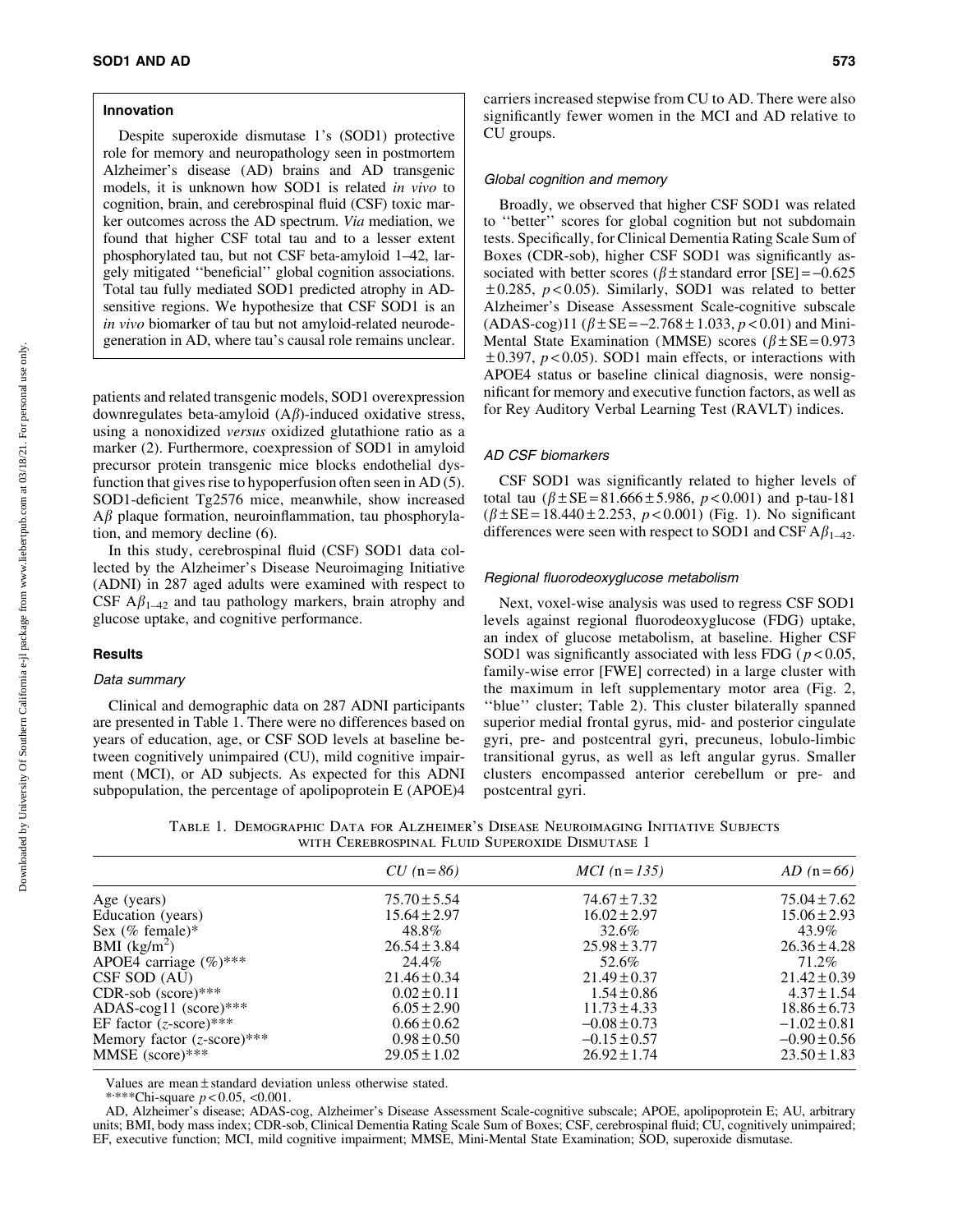## Innovation

Despite superoxide dismutase 1's (SOD1) protective role for memory and neuropathology seen in postmortem Alzheimer's disease (AD) brains and AD transgenic models, it is unknown how SOD1 is related *in vivo* to cognition, brain, and cerebrospinal fluid (CSF) toxic marker outcomes across the AD spectrum. *Via* mediation, we found that higher CSF total tau and to a lesser extent phosphorylated tau, but not CSF beta-amyloid 1–42, largely mitigated ''beneficial'' global cognition associations. Total tau fully mediated SOD1 predicted atrophy in AD-sensitive regions. We hypothesize that CSF SOD1 is an *in vivo* biomarker of tau but not amyloid-related neurodegeneration in AD, where tau's causal role remains unclear.

patients and related transgenic models, SOD1 overexpression downregulates beta-amyloid (A$\beta$)-induced oxidative stress, using a nonoxidized *versus* oxidized glutathione ratio as a marker (2). Furthermore, coexpression of SOD1 in amyloid precursor protein transgenic mice blocks endothelial dysfunction that gives rise to hypoperfusion often seen in AD (5). SOD1-deficient Tg2576 mice, meanwhile, show increased A$\beta$ plaque formation, neuroinflammation, tau phosphorylation, and memory decline (6).

In this study, cerebrospinal fluid (CSF) SOD1 data collected by the Alzheimer's Disease Neuroimaging Initiative (ADNI) in 287 aged adults were examined with respect to CSF A$\beta_{1–42}$ and tau pathology markers, brain atrophy and glucose uptake, and cognitive performance.

## Results

### Data summary

Clinical and demographic data on 287 ADNI participants are presented in Table 1. There were no differences based on years of education, age, or CSF SOD levels at baseline between cognitively unimpaired (CU), mild cognitive impairment (MCI), or AD subjects. As expected for this ADNI subpopulation, the percentage of apolipoprotein E (APOE)4 carriers increased stepwise from CU to AD. There were also significantly fewer women in the MCI and AD relative to CU groups.

### Global cognition and memory

Broadly, we observed that higher CSF SOD1 was related to ''better'' scores for global cognition but not subdomain tests. Specifically, for Clinical Dementia Rating Scale Sum of Boxes (CDR-sob), higher CSF SOD1 was significantly associated with better scores ($\beta \pm$ standard error [SE] $= -0.625 \pm 0.285$, $p < 0.05$). Similarly, SOD1 was related to better Alzheimer's Disease Assessment Scale-cognitive subscale (ADAS-cog)11 ($\beta \pm \text{SE} = -2.768 \pm 1.033$, $p < 0.01$) and Mini-Mental State Examination (MMSE) scores ($\beta \pm \text{SE} = 0.973 \pm 0.397$, $p < 0.05$). SOD1 main effects, or interactions with APOE4 status or baseline clinical diagnosis, were nonsignificant for memory and executive function factors, as well as for Rey Auditory Verbal Learning Test (RAVLT) indices.

### AD CSF biomarkers

CSF SOD1 was significantly related to higher levels of total tau ($\beta \pm \text{SE} = 81.666 \pm 5.986$, $p < 0.001$) and p-tau-181 ($\beta \pm \text{SE} = 18.440 \pm 2.253$, $p < 0.001$) (Fig. 1). No significant differences were seen with respect to SOD1 and CSF A$\beta_{1–42}$.

### Regional fluorodeoxyglucose metabolism

Next, voxel-wise analysis was used to regress CSF SOD1 levels against regional fluorodeoxyglucose (FDG) uptake, an index of glucose metabolism, at baseline. Higher CSF SOD1 was significantly associated with less FDG ($p < 0.05$, family-wise error [FWE] corrected) in a large cluster with the maximum in left supplementary motor area (Fig. 2, ''blue'' cluster; Table 2). This cluster bilaterally spanned superior medial frontal gyrus, mid- and posterior cingulate gyri, pre- and postcentral gyri, precuneus, lobulo-limbic transitional gyrus, as well as left angular gyrus. Smaller clusters encompassed anterior cerebellum or pre- and postcentral gyri.

Table 1. Demographic Data for Alzheimer's Disease Neuroimaging Initiative Subjects with Cerebrospinal Fluid Superoxide Dismutase 1

| | *CU* (n=86) | *MCI* (n=135) | *AD* (n=66) |
|---|---|---|---|
| Age (years) | 75.70 ± 5.54 | 74.67 ± 7.32 | 75.04 ± 7.62 |
| Education (years) | 15.64 ± 2.97 | 16.02 ± 2.97 | 15.06 ± 2.93 |
| Sex (% female)* | 48.8% | 32.6% | 43.9% |
| BMI (kg/m$^2$) | 26.54 ± 3.84 | 25.98 ± 3.77 | 26.36 ± 4.28 |
| APOE4 carriage (%)*** | 24.4% | 52.6% | 71.2% |
| CSF SOD (AU) | 21.46 ± 0.34 | 21.49 ± 0.37 | 21.42 ± 0.39 |
| CDR-sob (score)*** | 0.02 ± 0.11 | 1.54 ± 0.86 | 4.37 ± 1.54 |
| ADAS-cog11 (score)*** | 6.05 ± 2.90 | 11.73 ± 4.33 | 18.86 ± 6.73 |
| EF factor (*z*-score)*** | 0.66 ± 0.62 | −0.08 ± 0.73 | −1.02 ± 0.81 |
| Memory factor (*z*-score)*** | 0.98 ± 0.50 | −0.15 ± 0.57 | −0.90 ± 0.56 |
| MMSE (score)*** | 29.05 ± 1.02 | 26.92 ± 1.74 | 23.50 ± 1.83 |

Values are mean ± standard deviation unless otherwise stated.

*,***Chi-square $p < 0.05$, $< 0.001$.

AD, Alzheimer's disease; ADAS-cog, Alzheimer's Disease Assessment Scale-cognitive subscale; APOE, apolipoprotein E; AU, arbitrary units; BMI, body mass index; CDR-sob, Clinical Dementia Rating Scale Sum of Boxes; CSF, cerebrospinal fluid; CU, cognitively unimpaired; EF, executive function; MCI, mild cognitive impairment; MMSE, Mini-Mental State Examination; SOD, superoxide dismutase.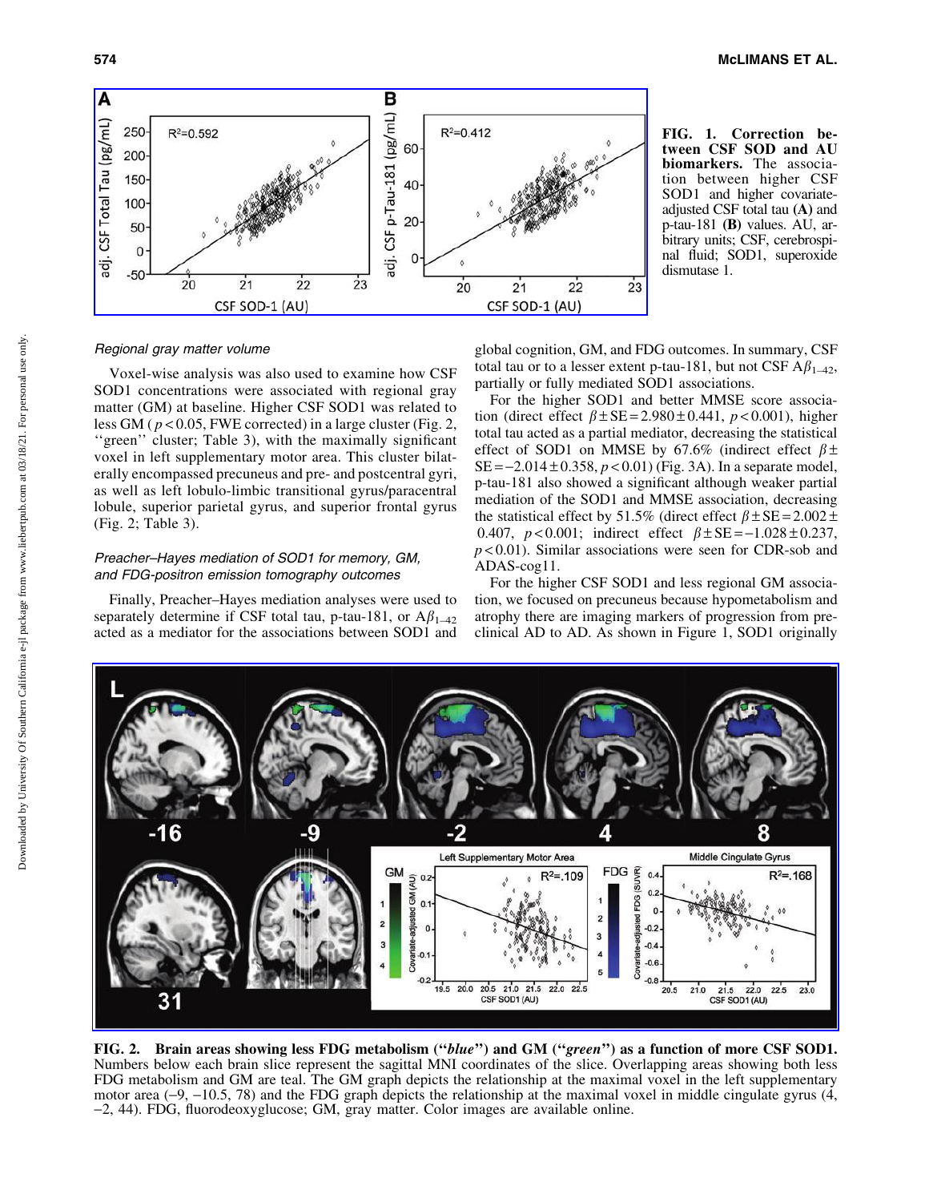FIG. 1. **Correction between CSF SOD and AU biomarkers.** The association between higher CSF SOD1 and higher covariate-adjusted CSF total tau **(A)** and p-tau-181 **(B)** values. AU, arbitrary units; CSF, cerebrospinal fluid; SOD1, superoxide dismutase 1.

### *Regional gray matter volume*

Voxel-wise analysis was also used to examine how CSF SOD1 concentrations were associated with regional gray matter (GM) at baseline. Higher CSF SOD1 was related to less GM ( $p < 0.05$, FWE corrected) in a large cluster (Fig. 2, ''green'' cluster; Table 3), with the maximally significant voxel in left supplementary motor area. This cluster bilaterally encompassed precuneus and pre- and postcentral gyri, as well as left lobulo-limbic transitional gyrus/paracentral lobule, superior parietal gyrus, and superior frontal gyrus (Fig. 2; Table 3).

### *Preacher–Hayes mediation of SOD1 for memory, GM, and FDG-positron emission tomography outcomes*

Finally, Preacher–Hayes mediation analyses were used to separately determine if CSF total tau, p-tau-181, or $A\beta_{1-42}$ acted as a mediator for the associations between SOD1 and global cognition, GM, and FDG outcomes. In summary, CSF total tau or to a lesser extent p-tau-181, but not CSF $A\beta_{1-42}$, partially or fully mediated SOD1 associations.

For the higher SOD1 and better MMSE score association (direct effect $\beta \pm SE = 2.980 \pm 0.441$, $p < 0.001$), higher total tau acted as a partial mediator, decreasing the statistical effect of SOD1 on MMSE by 67.6% (indirect effect $\beta \pm SE = -2.014 \pm 0.358$, $p < 0.01$) (Fig. 3A). In a separate model, p-tau-181 also showed a significant although weaker partial mediation of the SOD1 and MMSE association, decreasing the statistical effect by 51.5% (direct effect $\beta \pm SE = 2.002 \pm 0.407$, $p < 0.001$; indirect effect $\beta \pm SE = -1.028 \pm 0.237$, $p < 0.01$). Similar associations were seen for CDR-sob and ADAS-cog11.

For the higher CSF SOD1 and less regional GM association, we focused on precuneus because hypometabolism and atrophy there are imaging markers of progression from preclinical AD to AD. As shown in Figure 1, SOD1 originally

**FIG. 2. Brain areas showing less FDG metabolism (''*blue*'') and GM (''*green*'') as a function of more CSF SOD1.** Numbers below each brain slice represent the sagittal MNI coordinates of the slice. Overlapping areas showing both less FDG metabolism and GM are teal. The GM graph depicts the relationship at the maximal voxel in the left supplementary motor area (−9, −10.5, 78) and the FDG graph depicts the relationship at the maximal voxel in middle cingulate gyrus (4, −2, 44). FDG, fluorodeoxyglucose; GM, gray matter. Color images are available online.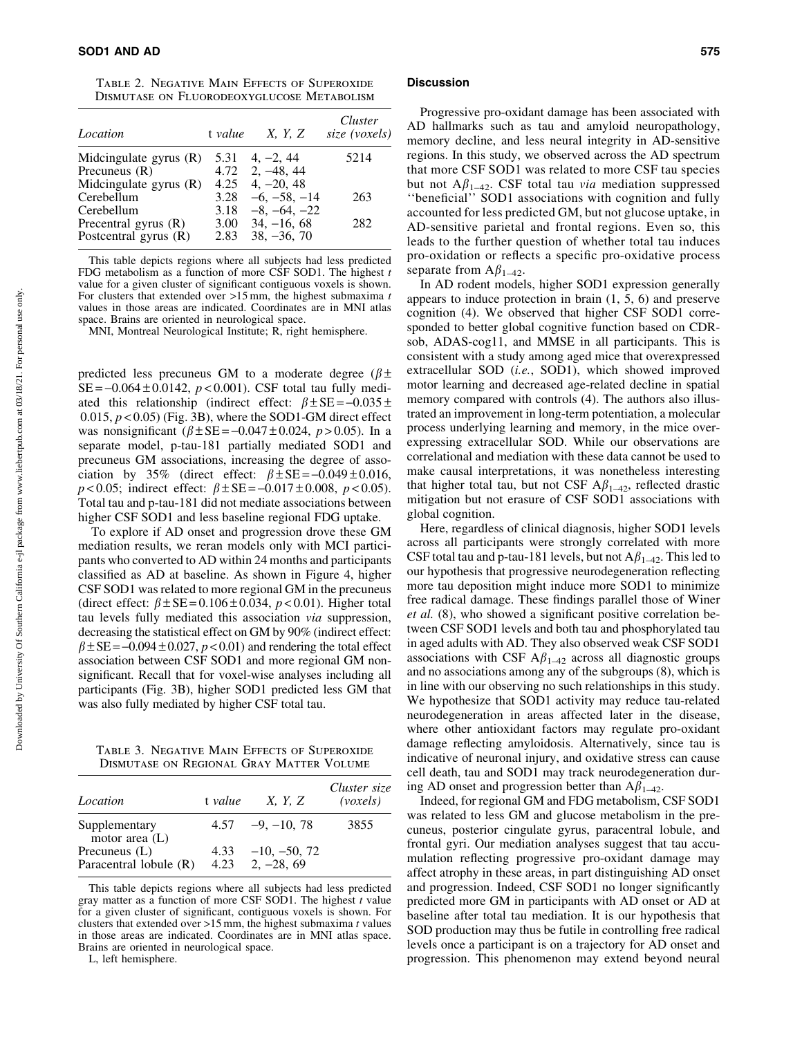Table 2. Negative Main Effects of Superoxide Dismutase on Fluorodeoxyglucose Metabolism

| Location | t value | X, Y, Z | Cluster size (voxels) |
|---|---|---|---|
| Midcingulate gyrus (R) | 5.31 | 4, −2, 44 | 5214 |
| Precuneus (R) | 4.72 | 2, −48, 44 | |
| Midcingulate gyrus (R) | 4.25 | 4, −20, 48 | |
| Cerebellum | 3.28 | −6, −58, −14 | 263 |
| Cerebellum | 3.18 | −8, −64, −22 | |
| Precentral gyrus (R) | 3.00 | 34, −16, 68 | 282 |
| Postcentral gyrus (R) | 2.83 | 38, −36, 70 | |

This table depicts regions where all subjects had less predicted FDG metabolism as a function of more CSF SOD1. The highest *t* value for a given cluster of significant contiguous voxels is shown. For clusters that extended over >15 mm, the highest submaxima *t* values in those areas are indicated. Coordinates are in MNI atlas space. Brains are oriented in neurological space.

MNI, Montreal Neurological Institute; R, right hemisphere.

predicted less precuneus GM to a moderate degree ($\beta \pm SE = -0.064 \pm 0.0142$, $p < 0.001$). CSF total tau fully mediated this relationship (indirect effect: $\beta \pm SE = -0.035 \pm 0.015$, $p < 0.05$) (Fig. 3B), where the SOD1-GM direct effect was nonsignificant ($\beta \pm SE = -0.047 \pm 0.024$, $p > 0.05$). In a separate model, p-tau-181 partially mediated SOD1 and precuneus GM associations, increasing the degree of association by 35% (direct effect: $\beta \pm SE = -0.049 \pm 0.016$, $p < 0.05$; indirect effect: $\beta \pm SE = -0.017 \pm 0.008$, $p < 0.05$). Total tau and p-tau-181 did not mediate associations between higher CSF SOD1 and less baseline regional FDG uptake.

To explore if AD onset and progression drove these GM mediation results, we reran models only with MCI participants who converted to AD within 24 months and participants classified as AD at baseline. As shown in Figure 4, higher CSF SOD1 was related to more regional GM in the precuneus (direct effect: $\beta \pm SE = 0.106 \pm 0.034$, $p < 0.01$). Higher total tau levels fully mediated this association *via* suppression, decreasing the statistical effect on GM by 90% (indirect effect: $\beta \pm SE = -0.094 \pm 0.027$, $p < 0.01$) and rendering the total effect association between CSF SOD1 and more regional GM nonsignificant. Recall that for voxel-wise analyses including all participants (Fig. 3B), higher SOD1 predicted less GM that was also fully mediated by higher CSF total tau.

Table 3. Negative Main Effects of Superoxide Dismutase on Regional Gray Matter Volume

| Location | t value | X, Y, Z | Cluster size (voxels) |
|---|---|---|---|
| Supplementary motor area (L) | 4.57 | −9, −10, 78 | 3855 |
| Precuneus (L) | 4.33 | −10, −50, 72 | |
| Paracentral lobule (R) | 4.23 | 2, −28, 69 | |

This table depicts regions where all subjects had less predicted gray matter as a function of more CSF SOD1. The highest *t* value for a given cluster of significant, contiguous voxels is shown. For clusters that extended over >15 mm, the highest submaxima *t* values in those areas are indicated. Coordinates are in MNI atlas space. Brains are oriented in neurological space.

L, left hemisphere.

## Discussion

Progressive pro-oxidant damage has been associated with AD hallmarks such as tau and amyloid neuropathology, memory decline, and less neural integrity in AD-sensitive regions. In this study, we observed across the AD spectrum that more CSF SOD1 was related to more CSF tau species but not $A\beta_{1-42}$. CSF total tau *via* mediation suppressed ''beneficial'' SOD1 associations with cognition and fully accounted for less predicted GM, but not glucose uptake, in AD-sensitive parietal and frontal regions. Even so, this leads to the further question of whether total tau induces pro-oxidation or reflects a specific pro-oxidative process separate from $A\beta_{1-42}$.

In AD rodent models, higher SOD1 expression generally appears to induce protection in brain (1, 5, 6) and preserve cognition (4). We observed that higher CSF SOD1 corresponded to better global cognitive function based on CDR-sob, ADAS-cog11, and MMSE in all participants. This is consistent with a study among aged mice that overexpressed extracellular SOD (*i.e.*, SOD1), which showed improved motor learning and decreased age-related decline in spatial memory compared with controls (4). The authors also illustrated an improvement in long-term potentiation, a molecular process underlying learning and memory, in the mice overexpressing extracellular SOD. While our observations are correlational and mediation with these data cannot be used to make causal interpretations, it was nonetheless interesting that higher total tau, but not CSF $A\beta_{1-42}$, reflected drastic mitigation but not erasure of CSF SOD1 associations with global cognition.

Here, regardless of clinical diagnosis, higher SOD1 levels across all participants were strongly correlated with more CSF total tau and p-tau-181 levels, but not $A\beta_{1-42}$. This led to our hypothesis that progressive neurodegeneration reflecting more tau deposition might induce more SOD1 to minimize free radical damage. These findings parallel those of Winer *et al.* (8), who showed a significant positive correlation between CSF SOD1 levels and both tau and phosphorylated tau in aged adults with AD. They also observed weak CSF SOD1 associations with CSF $A\beta_{1-42}$ across all diagnostic groups and no associations among any of the subgroups (8), which is in line with our observing no such relationships in this study. We hypothesize that SOD1 activity may reduce tau-related neurodegeneration in areas affected later in the disease, where other antioxidant factors may regulate pro-oxidant damage reflecting amyloidosis. Alternatively, since tau is indicative of neuronal injury, and oxidative stress can cause cell death, tau and SOD1 may track neurodegeneration during AD onset and progression better than $A\beta_{1-42}$.

Indeed, for regional GM and FDG metabolism, CSF SOD1 was related to less GM and glucose metabolism in the precuneus, posterior cingulate gyrus, paracentral lobule, and frontal gyri. Our mediation analyses suggest that tau accumulation reflecting progressive pro-oxidant damage may affect atrophy in these areas, in part distinguishing AD onset and progression. Indeed, CSF SOD1 no longer significantly predicted more GM in participants with AD onset or AD at baseline after total tau mediation. It is our hypothesis that SOD production may thus be futile in controlling free radical levels once a participant is on a trajectory for AD onset and progression. This phenomenon may extend beyond neural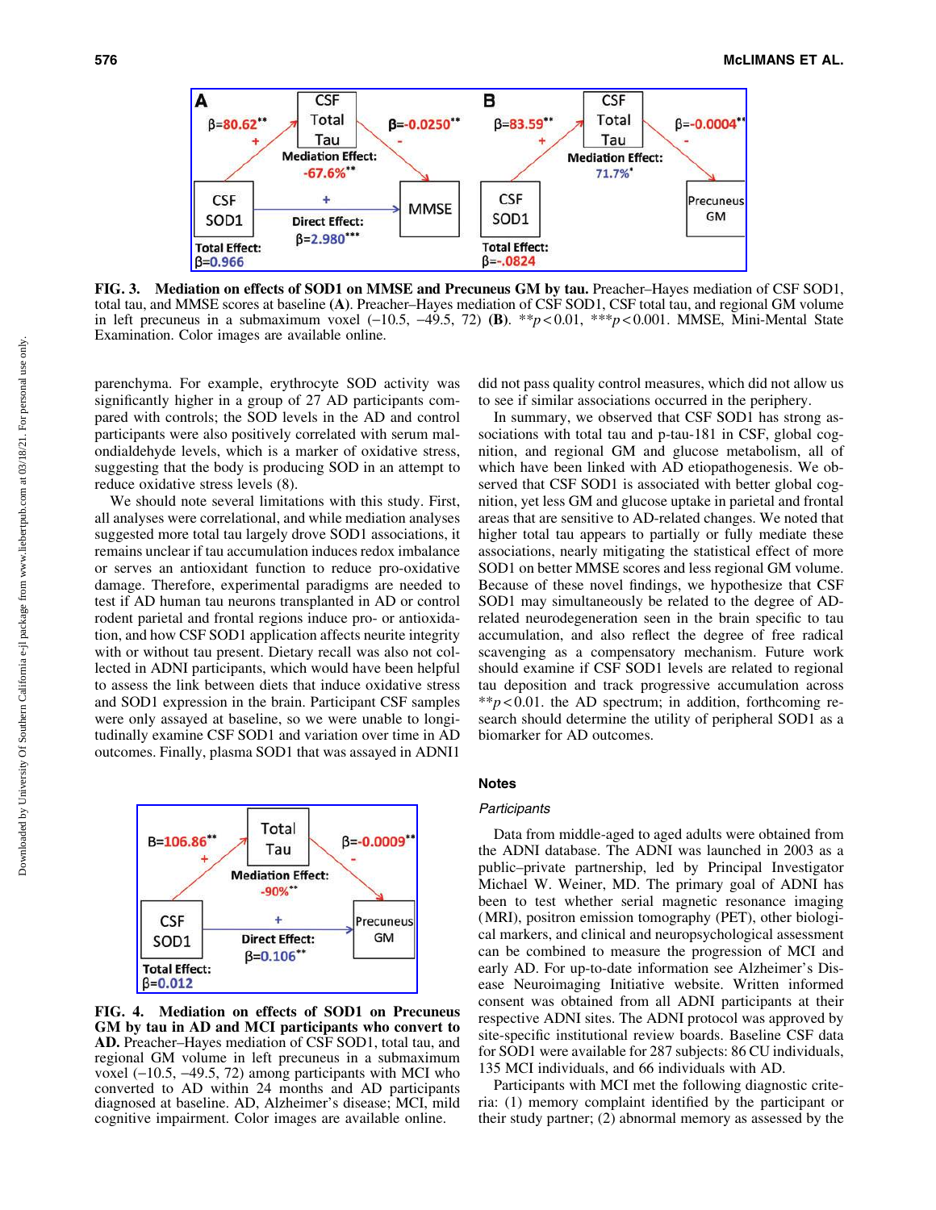FIG. 3. **Mediation on effects of SOD1 on MMSE and Precuneus GM by tau.** Preacher–Hayes mediation of CSF SOD1, total tau, and MMSE scores at baseline **(A)**. Preacher–Hayes mediation of CSF SOD1, CSF total tau, and regional GM volume in left precuneus in a submaximum voxel (−10.5, −49.5, 72) **(B)**. $^{**}p<0.01$, $^{***}p<0.001$. MMSE, Mini-Mental State Examination. Color images are available online.

parenchyma. For example, erythrocyte SOD activity was significantly higher in a group of 27 AD participants compared with controls; the SOD levels in the AD and control participants were also positively correlated with serum malondialdehyde levels, which is a marker of oxidative stress, suggesting that the body is producing SOD in an attempt to reduce oxidative stress levels (8).

We should note several limitations with this study. First, all analyses were correlational, and while mediation analyses suggested more total tau largely drove SOD1 associations, it remains unclear if tau accumulation induces redox imbalance or serves an antioxidant function to reduce pro-oxidative damage. Therefore, experimental paradigms are needed to test if AD human tau neurons transplanted in AD or control rodent parietal and frontal regions induce pro- or antioxidation, and how CSF SOD1 application affects neurite integrity with or without tau present. Dietary recall was also not collected in ADNI participants, which would have been helpful to assess the link between diets that induce oxidative stress and SOD1 expression in the brain. Participant CSF samples were only assayed at baseline, so we were unable to longitudinally examine CSF SOD1 and variation over time in AD outcomes. Finally, plasma SOD1 that was assayed in ADNI1 did not pass quality control measures, which did not allow us to see if similar associations occurred in the periphery.

In summary, we observed that CSF SOD1 has strong associations with total tau and p-tau-181 in CSF, global cognition, and regional GM and glucose metabolism, all of which have been linked with AD etiopathogenesis. We observed that CSF SOD1 is associated with better global cognition, yet less GM and glucose uptake in parietal and frontal areas that are sensitive to AD-related changes. We noted that higher total tau appears to partially or fully mediate these associations, nearly mitigating the statistical effect of more SOD1 on better MMSE scores and less regional GM volume. Because of these novel findings, we hypothesize that CSF SOD1 may simultaneously be related to the degree of AD-related neurodegeneration seen in the brain specific to tau accumulation, and also reflect the degree of free radical scavenging as a compensatory mechanism. Future work should examine if CSF SOD1 levels are related to regional tau deposition and track progressive accumulation across $^{**}p<0.01$. the AD spectrum; in addition, forthcoming research should determine the utility of peripheral SOD1 as a biomarker for AD outcomes.

FIG. 4. **Mediation on effects of SOD1 on Precuneus GM by tau in AD and MCI participants who convert to AD.** Preacher–Hayes mediation of CSF SOD1, total tau, and regional GM volume in left precuneus in a submaximum voxel (−10.5, −49.5, 72) among participants with MCI who converted to AD within 24 months and AD participants diagnosed at baseline. AD, Alzheimer's disease; MCI, mild cognitive impairment. Color images are available online.

## Notes

### *Participants*

Data from middle-aged to aged adults were obtained from the ADNI database. The ADNI was launched in 2003 as a public–private partnership, led by Principal Investigator Michael W. Weiner, MD. The primary goal of ADNI has been to test whether serial magnetic resonance imaging (MRI), positron emission tomography (PET), other biological markers, and clinical and neuropsychological assessment can be combined to measure the progression of MCI and early AD. For up-to-date information see Alzheimer's Disease Neuroimaging Initiative website. Written informed consent was obtained from all ADNI participants at their respective ADNI sites. The ADNI protocol was approved by site-specific institutional review boards. Baseline CSF data for SOD1 were available for 287 subjects: 86 CU individuals, 135 MCI individuals, and 66 individuals with AD.

Participants with MCI met the following diagnostic criteria: (1) memory complaint identified by the participant or their study partner; (2) abnormal memory as assessed by the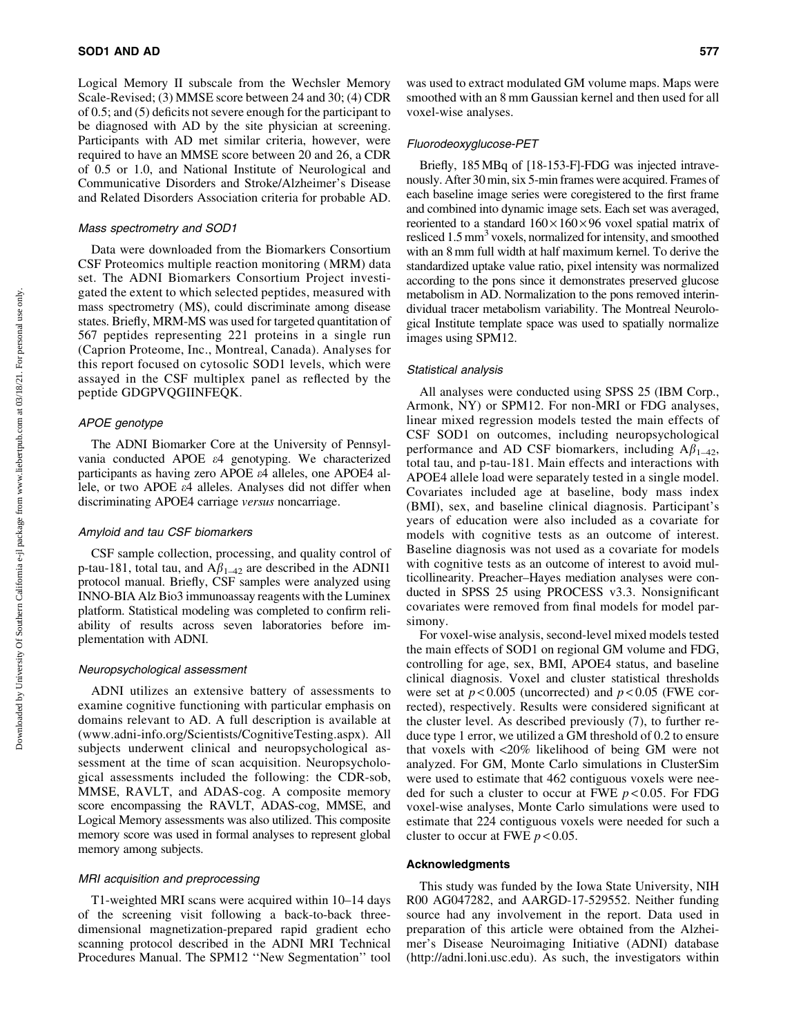Logical Memory II subscale from the Wechsler Memory Scale-Revised; (3) MMSE score between 24 and 30; (4) CDR of 0.5; and (5) deficits not severe enough for the participant to be diagnosed with AD by the site physician at screening. Participants with AD met similar criteria, however, were required to have an MMSE score between 20 and 26, a CDR of 0.5 or 1.0, and National Institute of Neurological and Communicative Disorders and Stroke/Alzheimer's Disease and Related Disorders Association criteria for probable AD.

### *Mass spectrometry and SOD1*

Data were downloaded from the Biomarkers Consortium CSF Proteomics multiple reaction monitoring (MRM) data set. The ADNI Biomarkers Consortium Project investigated the extent to which selected peptides, measured with mass spectrometry (MS), could discriminate among disease states. Briefly, MRM-MS was used for targeted quantitation of 567 peptides representing 221 proteins in a single run (Caprion Proteome, Inc., Montreal, Canada). Analyses for this report focused on cytosolic SOD1 levels, which were assayed in the CSF multiplex panel as reflected by the peptide GDGPVQGIINFEQK.

### *APOE genotype*

The ADNI Biomarker Core at the University of Pennsylvania conducted APOE $\varepsilon4$ genotyping. We characterized participants as having zero APOE $\varepsilon4$ alleles, one APOE4 allele, or two APOE $\varepsilon4$ alleles. Analyses did not differ when discriminating APOE4 carriage *versus* noncarriage.

### *Amyloid and tau CSF biomarkers*

CSF sample collection, processing, and quality control of p-tau-181, total tau, and $A\beta_{1-42}$ are described in the ADNI1 protocol manual. Briefly, CSF samples were analyzed using INNO-BIA Alz Bio3 immunoassay reagents with the Luminex platform. Statistical modeling was completed to confirm reliability of results across seven laboratories before implementation with ADNI.

### *Neuropsychological assessment*

ADNI utilizes an extensive battery of assessments to examine cognitive functioning with particular emphasis on domains relevant to AD. A full description is available at (www.adni-info.org/Scientists/CognitiveTesting.aspx). All subjects underwent clinical and neuropsychological assessment at the time of scan acquisition. Neuropsychological assessments included the following: the CDR-sob, MMSE, RAVLT, and ADAS-cog. A composite memory score encompassing the RAVLT, ADAS-cog, MMSE, and Logical Memory assessments was also utilized. This composite memory score was used in formal analyses to represent global memory among subjects.

### *MRI acquisition and preprocessing*

T1-weighted MRI scans were acquired within 10–14 days of the screening visit following a back-to-back three-dimensional magnetization-prepared rapid gradient echo scanning protocol described in the ADNI MRI Technical Procedures Manual. The SPM12 ''New Segmentation'' tool was used to extract modulated GM volume maps. Maps were smoothed with an 8 mm Gaussian kernel and then used for all voxel-wise analyses.

### *Fluorodeoxyglucose-PET*

Briefly, 185 MBq of [18-153-F]-FDG was injected intravenously. After 30 min, six 5-min frames were acquired. Frames of each baseline image series were coregistered to the first frame and combined into dynamic image sets. Each set was averaged, reoriented to a standard $160 \times 160 \times 96$ voxel spatial matrix of resliced $1.5\ mm^3$ voxels, normalized for intensity, and smoothed with an 8 mm full width at half maximum kernel. To derive the standardized uptake value ratio, pixel intensity was normalized according to the pons since it demonstrates preserved glucose metabolism in AD. Normalization to the pons removed interindividual tracer metabolism variability. The Montreal Neurological Institute template space was used to spatially normalize images using SPM12.

### *Statistical analysis*

All analyses were conducted using SPSS 25 (IBM Corp., Armonk, NY) or SPM12. For non-MRI or FDG analyses, linear mixed regression models tested the main effects of CSF SOD1 on outcomes, including neuropsychological performance and AD CSF biomarkers, including $A\beta_{1-42}$, total tau, and p-tau-181. Main effects and interactions with APOE4 allele load were separately tested in a single model. Covariates included age at baseline, body mass index (BMI), sex, and baseline clinical diagnosis. Participant's years of education were also included as a covariate for models with cognitive tests as an outcome of interest. Baseline diagnosis was not used as a covariate for models with cognitive tests as an outcome of interest to avoid multicollinearity. Preacher–Hayes mediation analyses were conducted in SPSS 25 using PROCESS v3.3. Nonsignificant covariates were removed from final models for model parsimony.

For voxel-wise analysis, second-level mixed models tested the main effects of SOD1 on regional GM volume and FDG, controlling for age, sex, BMI, APOE4 status, and baseline clinical diagnosis. Voxel and cluster statistical thresholds were set at $p < 0.005$ (uncorrected) and $p < 0.05$ (FWE corrected), respectively. Results were considered significant at the cluster level. As described previously (7), to further reduce type 1 error, we utilized a GM threshold of 0.2 to ensure that voxels with <20% likelihood of being GM were not analyzed. For GM, Monte Carlo simulations in ClusterSim were used to estimate that 462 contiguous voxels were needed for such a cluster to occur at FWE $p < 0.05$. For FDG voxel-wise analyses, Monte Carlo simulations were used to estimate that 224 contiguous voxels were needed for such a cluster to occur at FWE $p < 0.05$.

## Acknowledgments

This study was funded by the Iowa State University, NIH R00 AG047282, and AARGD-17-529552. Neither funding source had any involvement in the report. Data used in preparation of this article were obtained from the Alzheimer's Disease Neuroimaging Initiative (ADNI) database (http://adni.loni.usc.edu). As such, the investigators within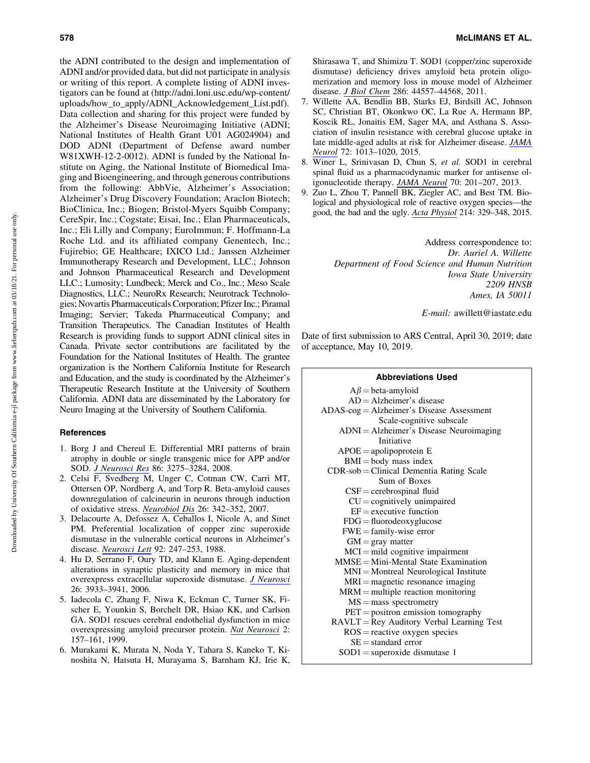the ADNI contributed to the design and implementation of ADNI and/or provided data, but did not participate in analysis or writing of this report. A complete listing of ADNI investigators can be found at (http://adni.loni.usc.edu/wp-content/uploads/how_to_apply/ADNI_Acknowledgement_List.pdf). Data collection and sharing for this project were funded by the Alzheimer's Disease Neuroimaging Initiative (ADNI; National Institutes of Health Grant U01 AG024904) and DOD ADNI (Department of Defense award number W81XWH-12-2-0012). ADNI is funded by the National Institute on Aging, the National Institute of Biomedical Imaging and Bioengineering, and through generous contributions from the following: AbbVie, Alzheimer's Association; Alzheimer's Drug Discovery Foundation; Araclon Biotech; BioClinica, Inc.; Biogen; Bristol-Myers Squibb Company; CereSpir, Inc.; Cogstate; Eisai, Inc.; Elan Pharmaceuticals, Inc.; Eli Lilly and Company; EuroImmun; F. Hoffmann-La Roche Ltd. and its affiliated company Genentech, Inc.; Fujirebio; GE Healthcare; IXICO Ltd.; Janssen Alzheimer Immunotherapy Research and Development, LLC.; Johnson and Johnson Pharmaceutical Research and Development LLC.; Lumosity; Lundbeck; Merck and Co., Inc.; Meso Scale Diagnostics, LLC.; NeuroRx Research; Neurotrack Technologies; Novartis Pharmaceuticals Corporation; Pfizer Inc.; Piramal Imaging; Servier; Takeda Pharmaceutical Company; and Transition Therapeutics. The Canadian Institutes of Health Research is providing funds to support ADNI clinical sites in Canada. Private sector contributions are facilitated by the Foundation for the National Institutes of Health. The grantee organization is the Northern California Institute for Research and Education, and the study is coordinated by the Alzheimer's Therapeutic Research Institute at the University of Southern California. ADNI data are disseminated by the Laboratory for Neuro Imaging at the University of Southern California.

## References

1. Borg J and Chereul E. Differential MRI patterns of brain atrophy in double or single transgenic mice for APP and/or SOD. *J Neurosci Res* 86: 3275–3284, 2008.
2. Celsi F, Svedberg M, Unger C, Cotman CW, Carrì MT, Ottersen OP, Nordberg A, and Torp R. Beta-amyloid causes downregulation of calcineurin in neurons through induction of oxidative stress. *Neurobiol Dis* 26: 342–352, 2007.
3. Delacourte A, Defossez A, Ceballos I, Nicole A, and Sinet PM. Preferential localization of copper zinc superoxide dismutase in the vulnerable cortical neurons in Alzheimer's disease. *Neurosci Lett* 92: 247–253, 1988.
4. Hu D, Serrano F, Oury TD, and Klann E. Aging-dependent alterations in synaptic plasticity and memory in mice that overexpress extracellular superoxide dismutase. *J Neurosci* 26: 3933–3941, 2006.
5. Iadecola C, Zhang F, Niwa K, Eckman C, Turner SK, Fischer E, Younkin S, Borchelt DR, Hsiao KK, and Carlson GA. SOD1 rescues cerebral endothelial dysfunction in mice overexpressing amyloid precursor protein. *Nat Neurosci* 2: 157–161, 1999.
6. Murakami K, Murata N, Noda Y, Tahara S, Kaneko T, Kinoshita N, Hatsuta H, Murayama S, Barnham KJ, Irie K, Shirasawa T, and Shimizu T. SOD1 (copper/zinc superoxide dismutase) deficiency drives amyloid beta protein oligomerization and memory loss in mouse model of Alzheimer disease. *J Biol Chem* 286: 44557–44568, 2011.
7. Willette AA, Bendlin BB, Starks EJ, Birdsill AC, Johnson SC, Christian BT, Okonkwo OC, La Rue A, Hermann BP, Koscik RL, Jonaitis EM, Sager MA, and Asthana S. Association of insulin resistance with cerebral glucose uptake in late middle-aged adults at risk for Alzheimer disease. *JAMA Neurol* 72: 1013–1020, 2015.
8. Winer L, Srinivasan D, Chun S, *et al.* SOD1 in cerebral spinal fluid as a pharmacodynamic marker for antisense oligonucleotide therapy. *JAMA Neurol* 70: 201–207, 2013.
9. Zuo L, Zhou T, Pannell BK, Ziegler AC, and Best TM. Biological and physiological role of reactive oxygen species—the good, the bad and the ugly. *Acta Physiol* 214: 329–348, 2015.

Address correspondence to:
*Dr. Auriel A. Willette*
*Department of Food Science and Human Nutrition*
*Iowa State University*
*2209 HNSB*
*Ames, IA 50011*

*E-mail:* awillett@iastate.edu

Date of first submission to ARS Central, April 30, 2019; date of acceptance, May 10, 2019.

### Abbreviations Used

- $A\beta$ = beta-amyloid
- AD = Alzheimer's disease
- ADAS-cog = Alzheimer's Disease Assessment Scale-cognitive subscale
- ADNI = Alzheimer's Disease Neuroimaging Initiative
- APOE = apolipoprotein E
- BMI = body mass index
- CDR-sob = Clinical Dementia Rating Scale Sum of Boxes
- CSF = cerebrospinal fluid
- CU = cognitively unimpaired
- EF = executive function
- FDG = fluorodeoxyglucose
- FWE = family-wise error
- GM = gray matter
- MCI = mild cognitive impairment
- MMSE = Mini-Mental State Examination
- MNI = Montreal Neurological Institute
- MRI = magnetic resonance imaging
- MRM = multiple reaction monitoring
- MS = mass spectrometry
- PET = positron emission tomography
- RAVLT = Rey Auditory Verbal Learning Test
- ROS = reactive oxygen species
- SE = standard error
- SOD1 = superoxide dismutase 1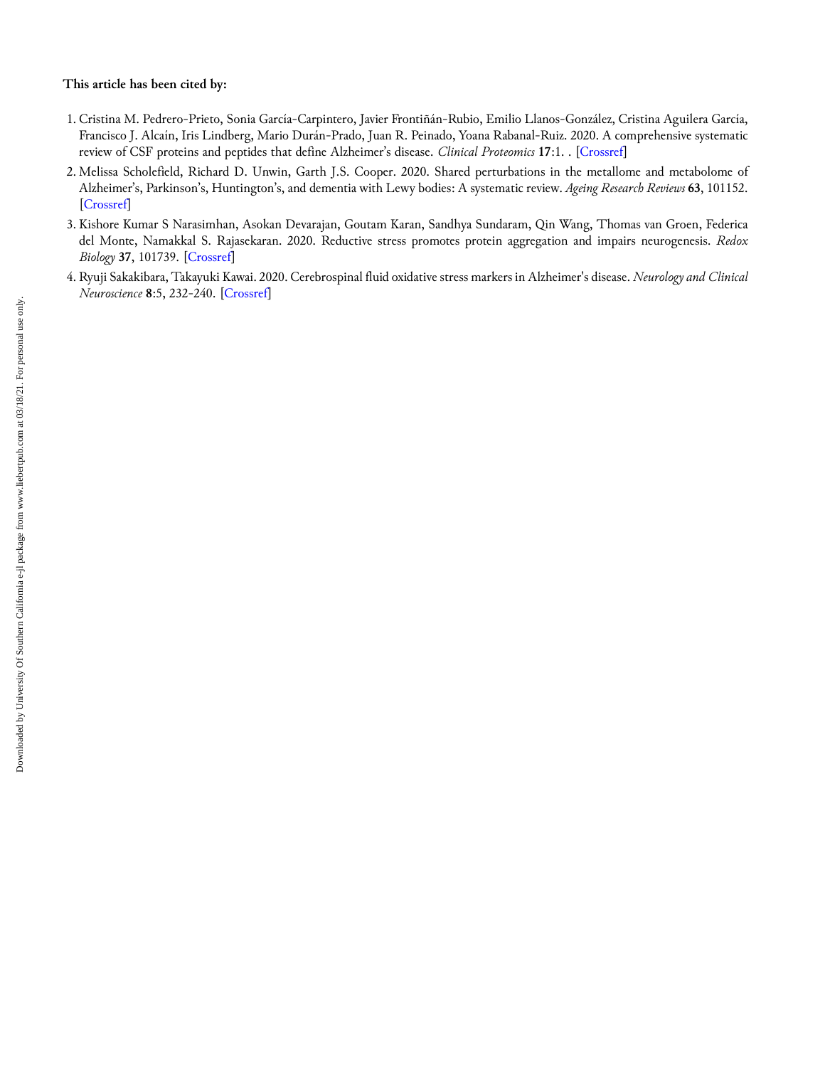**This article has been cited by:**

1. Cristina M. Pedrero-Prieto, Sonia García-Carpintero, Javier Frontiñán-Rubio, Emilio Llanos-González, Cristina Aguilera García, Francisco J. Alcaín, Iris Lindberg, Mario Durán-Prado, Juan R. Peinado, Yoana Rabanal-Ruiz. 2020. A comprehensive systematic review of CSF proteins and peptides that define Alzheimer's disease. *Clinical Proteomics* **17**:1. . [Crossref]
2. Melissa Scholefield, Richard D. Unwin, Garth J.S. Cooper. 2020. Shared perturbations in the metallome and metabolome of Alzheimer's, Parkinson's, Huntington's, and dementia with Lewy bodies: A systematic review. *Ageing Research Reviews* **63**, 101152. [Crossref]
3. Kishore Kumar S Narasimhan, Asokan Devarajan, Goutam Karan, Sandhya Sundaram, Qin Wang, Thomas van Groen, Federica del Monte, Namakkal S. Rajasekaran. 2020. Reductive stress promotes protein aggregation and impairs neurogenesis. *Redox Biology* **37**, 101739. [Crossref]
4. Ryuji Sakakibara, Takayuki Kawai. 2020. Cerebrospinal fluid oxidative stress markers in Alzheimer's disease. *Neurology and Clinical Neuroscience* **8**:5, 232-240. [Crossref]